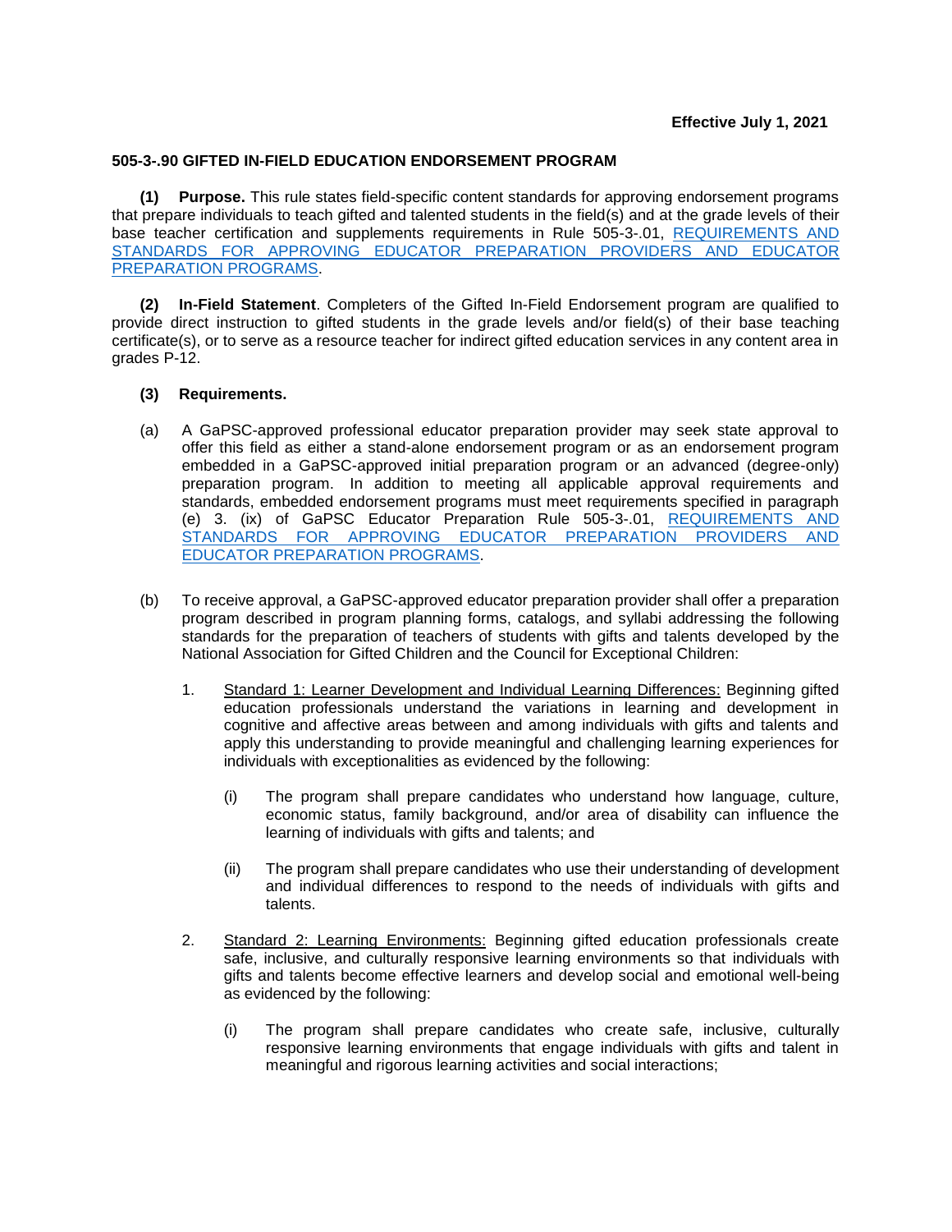**Effective July 1, 2021**

**505-3-.90 GIFTED IN-FIELD EDUCATION ENDORSEMENT PROGRAM**

**(1) Purpose.** This rule states field-specific content standards for approving endorsement programs that prepare individuals to teach gifted and talented students in the field(s) and at the grade levels of their base teacher certification and supplements requirements in Rule 505-3-.01, REQUIREMENTS AND STANDARDS FOR APPROVING EDUCATOR PREPARATION PROVIDERS AND EDUCATOR PREPARATION PROGRAMS.

**(2) In-Field Statement**. Completers of the Gifted In-Field Endorsement program are qualified to provide direct instruction to gifted students in the grade levels and/or field(s) of their base teaching certificate(s), or to serve as a resource teacher for indirect gifted education services in any content area in grades P-12.

**(3) Requirements.**

(a) A GaPSC-approved professional educator preparation provider may seek state approval to offer this field as either a stand-alone endorsement program or as an endorsement program embedded in a GaPSC-approved initial preparation program or an advanced (degree-only) preparation program. In addition to meeting all applicable approval requirements and standards, embedded endorsement programs must meet requirements specified in paragraph (e) 3. (ix) of GaPSC Educator Preparation Rule 505-3-.01, REQUIREMENTS AND STANDARDS FOR APPROVING EDUCATOR PREPARATION PROVIDERS AND EDUCATOR PREPARATION PROGRAMS.

(b) To receive approval, a GaPSC-approved educator preparation provider shall offer a preparation program described in program planning forms, catalogs, and syllabi addressing the following standards for the preparation of teachers of students with gifts and talents developed by the National Association for Gifted Children and the Council for Exceptional Children:

1. Standard 1: Learner Development and Individual Learning Differences: Beginning gifted education professionals understand the variations in learning and development in cognitive and affective areas between and among individuals with gifts and talents and apply this understanding to provide meaningful and challenging learning experiences for individuals with exceptionalities as evidenced by the following:

    (i) The program shall prepare candidates who understand how language, culture, economic status, family background, and/or area of disability can influence the learning of individuals with gifts and talents; and

    (ii) The program shall prepare candidates who use their understanding of development and individual differences to respond to the needs of individuals with gifts and talents.

2. Standard 2: Learning Environments: Beginning gifted education professionals create safe, inclusive, and culturally responsive learning environments so that individuals with gifts and talents become effective learners and develop social and emotional well-being as evidenced by the following:

    (i) The program shall prepare candidates who create safe, inclusive, culturally responsive learning environments that engage individuals with gifts and talent in meaningful and rigorous learning activities and social interactions;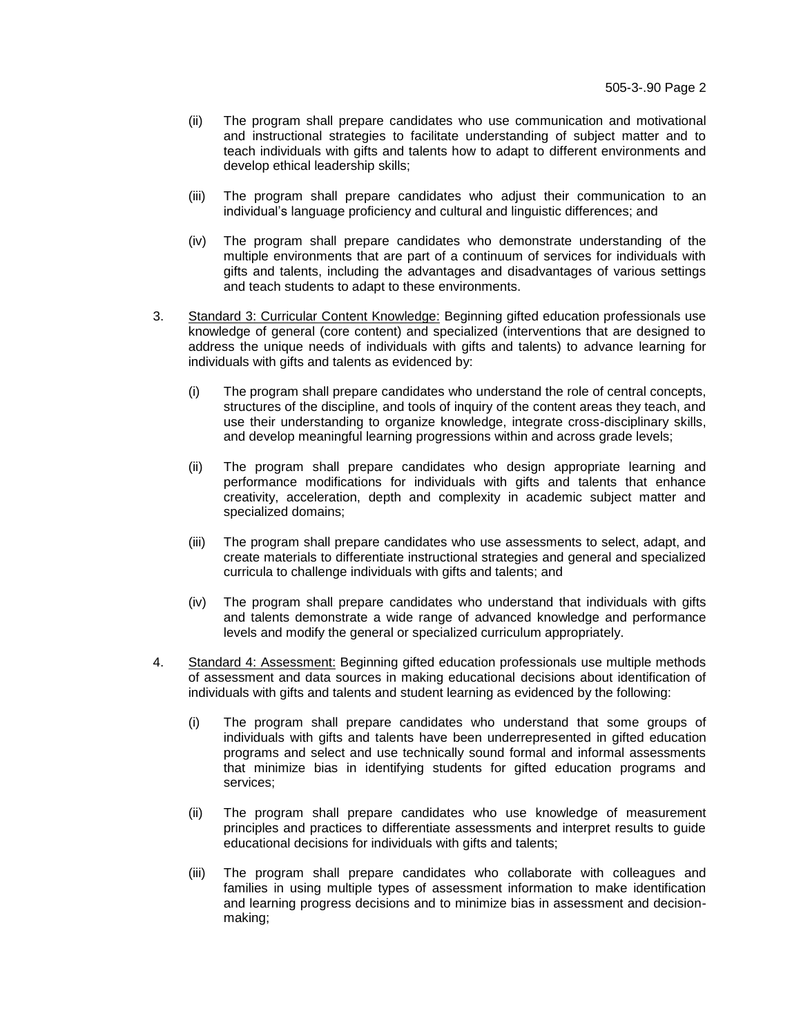(ii) The program shall prepare candidates who use communication and motivational and instructional strategies to facilitate understanding of subject matter and to teach individuals with gifts and talents how to adapt to different environments and develop ethical leadership skills;

(iii) The program shall prepare candidates who adjust their communication to an individual's language proficiency and cultural and linguistic differences; and

(iv) The program shall prepare candidates who demonstrate understanding of the multiple environments that are part of a continuum of services for individuals with gifts and talents, including the advantages and disadvantages of various settings and teach students to adapt to these environments.

3. Standard 3: Curricular Content Knowledge: Beginning gifted education professionals use knowledge of general (core content) and specialized (interventions that are designed to address the unique needs of individuals with gifts and talents) to advance learning for individuals with gifts and talents as evidenced by:

   (i) The program shall prepare candidates who understand the role of central concepts, structures of the discipline, and tools of inquiry of the content areas they teach, and use their understanding to organize knowledge, integrate cross-disciplinary skills, and develop meaningful learning progressions within and across grade levels;

   (ii) The program shall prepare candidates who design appropriate learning and performance modifications for individuals with gifts and talents that enhance creativity, acceleration, depth and complexity in academic subject matter and specialized domains;

   (iii) The program shall prepare candidates who use assessments to select, adapt, and create materials to differentiate instructional strategies and general and specialized curricula to challenge individuals with gifts and talents; and

   (iv) The program shall prepare candidates who understand that individuals with gifts and talents demonstrate a wide range of advanced knowledge and performance levels and modify the general or specialized curriculum appropriately.

4. Standard 4: Assessment: Beginning gifted education professionals use multiple methods of assessment and data sources in making educational decisions about identification of individuals with gifts and talents and student learning as evidenced by the following:

   (i) The program shall prepare candidates who understand that some groups of individuals with gifts and talents have been underrepresented in gifted education programs and select and use technically sound formal and informal assessments that minimize bias in identifying students for gifted education programs and services;

   (ii) The program shall prepare candidates who use knowledge of measurement principles and practices to differentiate assessments and interpret results to guide educational decisions for individuals with gifts and talents;

   (iii) The program shall prepare candidates who collaborate with colleagues and families in using multiple types of assessment information to make identification and learning progress decisions and to minimize bias in assessment and decision-making;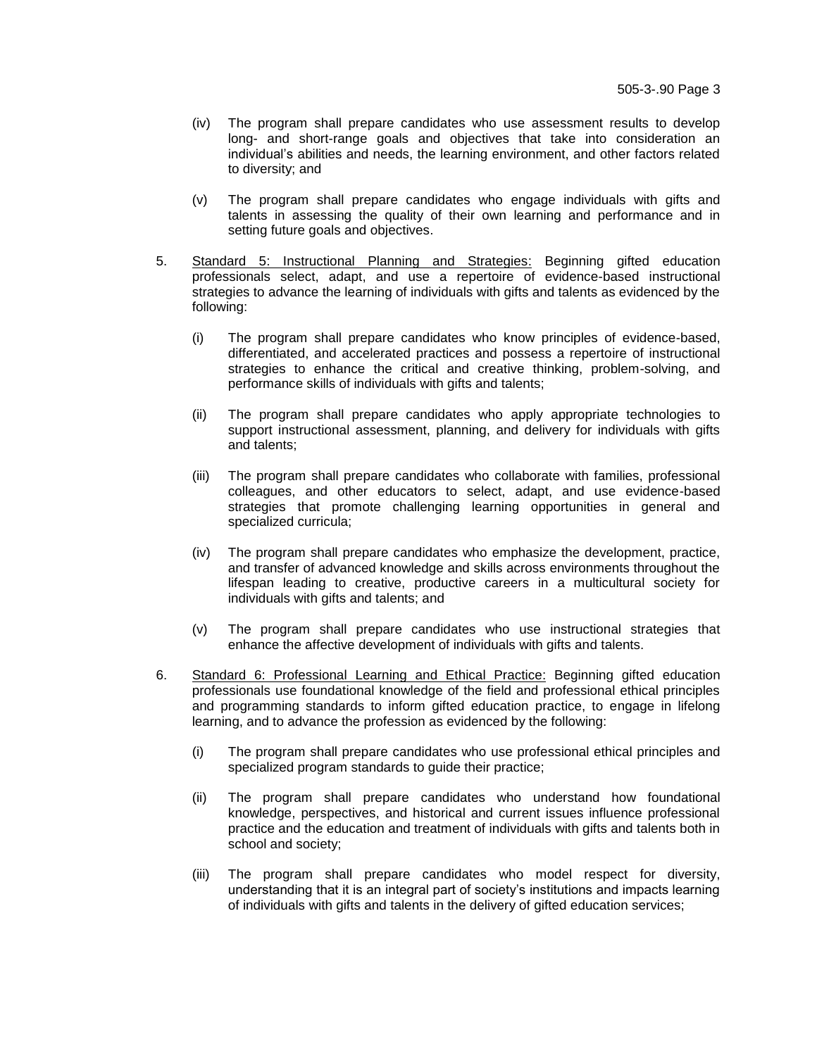(iv) The program shall prepare candidates who use assessment results to develop long- and short-range goals and objectives that take into consideration an individual's abilities and needs, the learning environment, and other factors related to diversity; and

(v) The program shall prepare candidates who engage individuals with gifts and talents in assessing the quality of their own learning and performance and in setting future goals and objectives.

5. Standard 5: Instructional Planning and Strategies: Beginning gifted education professionals select, adapt, and use a repertoire of evidence-based instructional strategies to advance the learning of individuals with gifts and talents as evidenced by the following:

   (i) The program shall prepare candidates who know principles of evidence-based, differentiated, and accelerated practices and possess a repertoire of instructional strategies to enhance the critical and creative thinking, problem-solving, and performance skills of individuals with gifts and talents;

   (ii) The program shall prepare candidates who apply appropriate technologies to support instructional assessment, planning, and delivery for individuals with gifts and talents;

   (iii) The program shall prepare candidates who collaborate with families, professional colleagues, and other educators to select, adapt, and use evidence-based strategies that promote challenging learning opportunities in general and specialized curricula;

   (iv) The program shall prepare candidates who emphasize the development, practice, and transfer of advanced knowledge and skills across environments throughout the lifespan leading to creative, productive careers in a multicultural society for individuals with gifts and talents; and

   (v) The program shall prepare candidates who use instructional strategies that enhance the affective development of individuals with gifts and talents.

6. Standard 6: Professional Learning and Ethical Practice: Beginning gifted education professionals use foundational knowledge of the field and professional ethical principles and programming standards to inform gifted education practice, to engage in lifelong learning, and to advance the profession as evidenced by the following:

   (i) The program shall prepare candidates who use professional ethical principles and specialized program standards to guide their practice;

   (ii) The program shall prepare candidates who understand how foundational knowledge, perspectives, and historical and current issues influence professional practice and the education and treatment of individuals with gifts and talents both in school and society;

   (iii) The program shall prepare candidates who model respect for diversity, understanding that it is an integral part of society's institutions and impacts learning of individuals with gifts and talents in the delivery of gifted education services;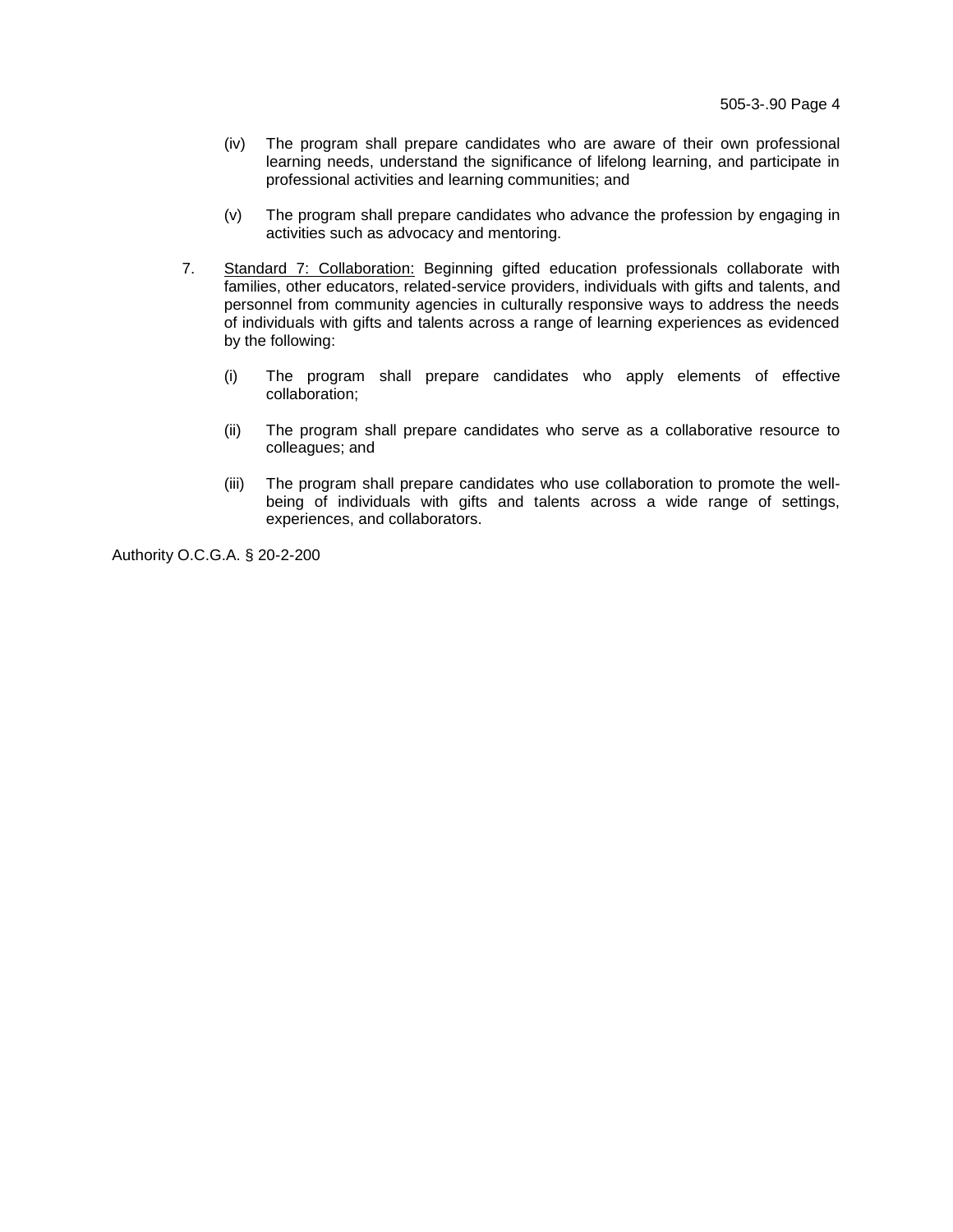(iv) The program shall prepare candidates who are aware of their own professional learning needs, understand the significance of lifelong learning, and participate in professional activities and learning communities; and

(v) The program shall prepare candidates who advance the profession by engaging in activities such as advocacy and mentoring.

7. Standard 7: Collaboration: Beginning gifted education professionals collaborate with families, other educators, related-service providers, individuals with gifts and talents, and personnel from community agencies in culturally responsive ways to address the needs of individuals with gifts and talents across a range of learning experiences as evidenced by the following:

   (i) The program shall prepare candidates who apply elements of effective collaboration;

   (ii) The program shall prepare candidates who serve as a collaborative resource to colleagues; and

   (iii) The program shall prepare candidates who use collaboration to promote the well-being of individuals with gifts and talents across a wide range of settings, experiences, and collaborators.

Authority O.C.G.A. § 20-2-200